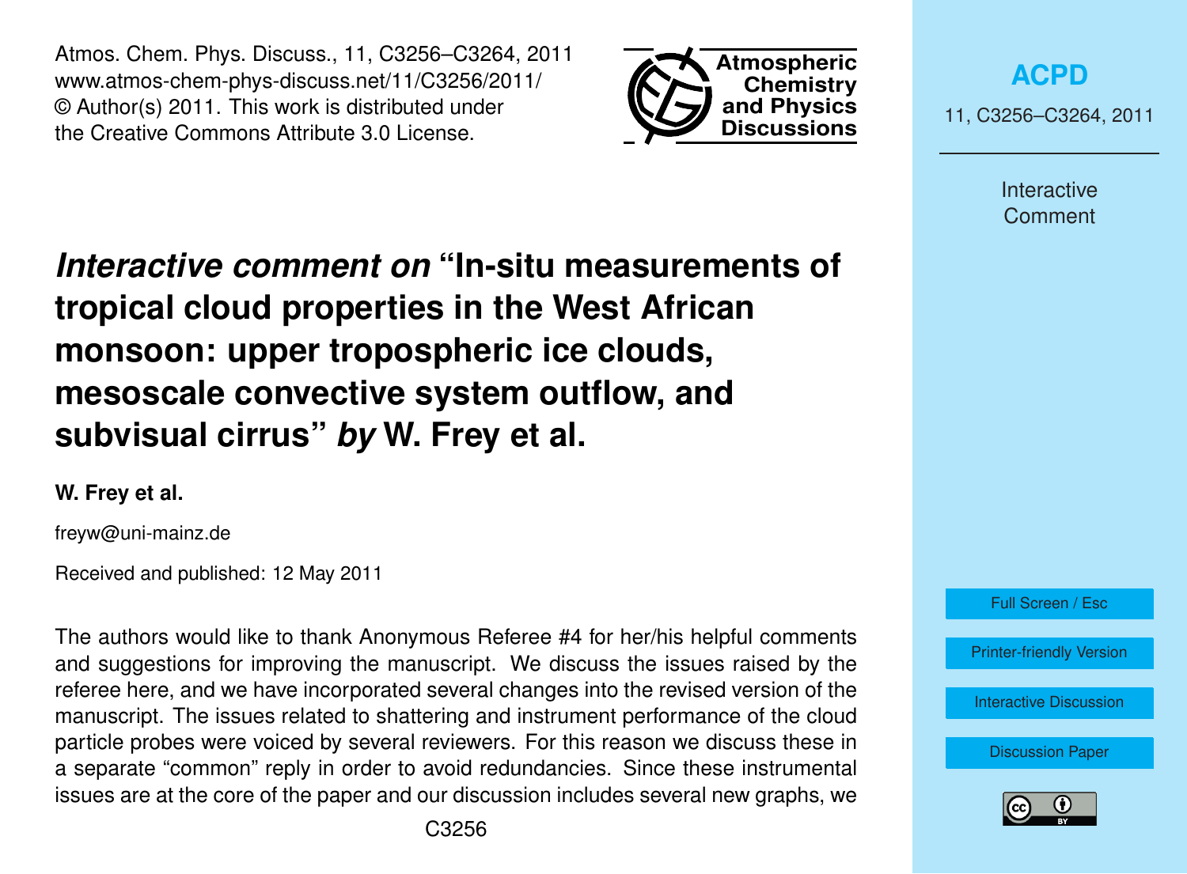# *Interactive comment on* "In-situ measurements of tropical cloud properties in the West African monsoon: upper tropospheric ice clouds, mesoscale convective system outflow, and subvisual cirrus" *by* W. Frey et al.

**W. Frey et al.**

freyw@uni-mainz.de

Received and published: 12 May 2011

The authors would like to thank Anonymous Referee #4 for her/his helpful comments and suggestions for improving the manuscript. We discuss the issues raised by the referee here, and we have incorporated several changes into the revised version of the manuscript. The issues related to shattering and instrument performance of the cloud particle probes were voiced by several reviewers. For this reason we discuss these in a separate "common" reply in order to avoid redundancies. Since these instrumental issues are at the core of the paper and our discussion includes several new graphs, we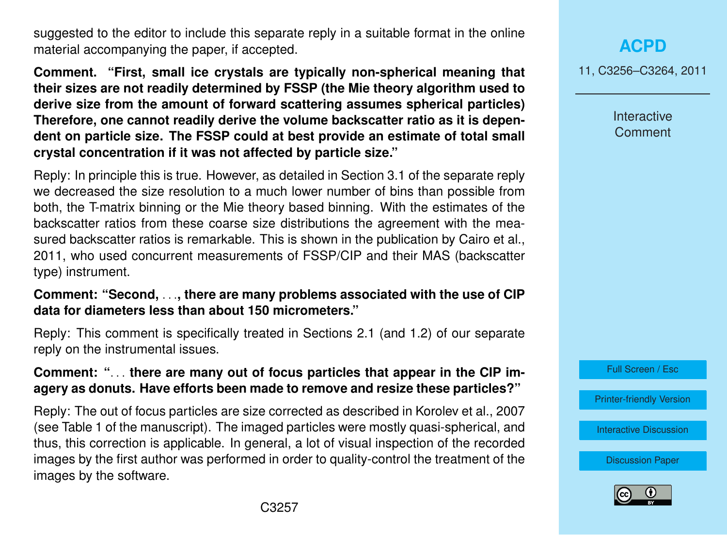suggested to the editor to include this separate reply in a suitable format in the online material accompanying the paper, if accepted.

**Comment. "First, small ice crystals are typically non-spherical meaning that their sizes are not readily determined by FSSP (the Mie theory algorithm used to derive size from the amount of forward scattering assumes spherical particles) Therefore, one cannot readily derive the volume backscatter ratio as it is dependent on particle size. The FSSP could at best provide an estimate of total small crystal concentration if it was not affected by particle size."**

Reply: In principle this is true. However, as detailed in Section 3.1 of the separate reply we decreased the size resolution to a much lower number of bins than possible from both, the T-matrix binning or the Mie theory based binning. With the estimates of the backscatter ratios from these coarse size distributions the agreement with the measured backscatter ratios is remarkable. This is shown in the publication by Cairo et al., 2011, who used concurrent measurements of FSSP/CIP and their MAS (backscatter type) instrument.

**Comment: "Second, . . ., there are many problems associated with the use of CIP data for diameters less than about 150 micrometers."**

Reply: This comment is specifically treated in Sections 2.1 (and 1.2) of our separate reply on the instrumental issues.

**Comment: ". . . there are many out of focus particles that appear in the CIP imagery as donuts. Have efforts been made to remove and resize these particles?"**

Reply: The out of focus particles are size corrected as described in Korolev et al., 2007 (see Table 1 of the manuscript). The imaged particles were mostly quasi-spherical, and thus, this correction is applicable. In general, a lot of visual inspection of the recorded images by the first author was performed in order to quality-control the treatment of the images by the software.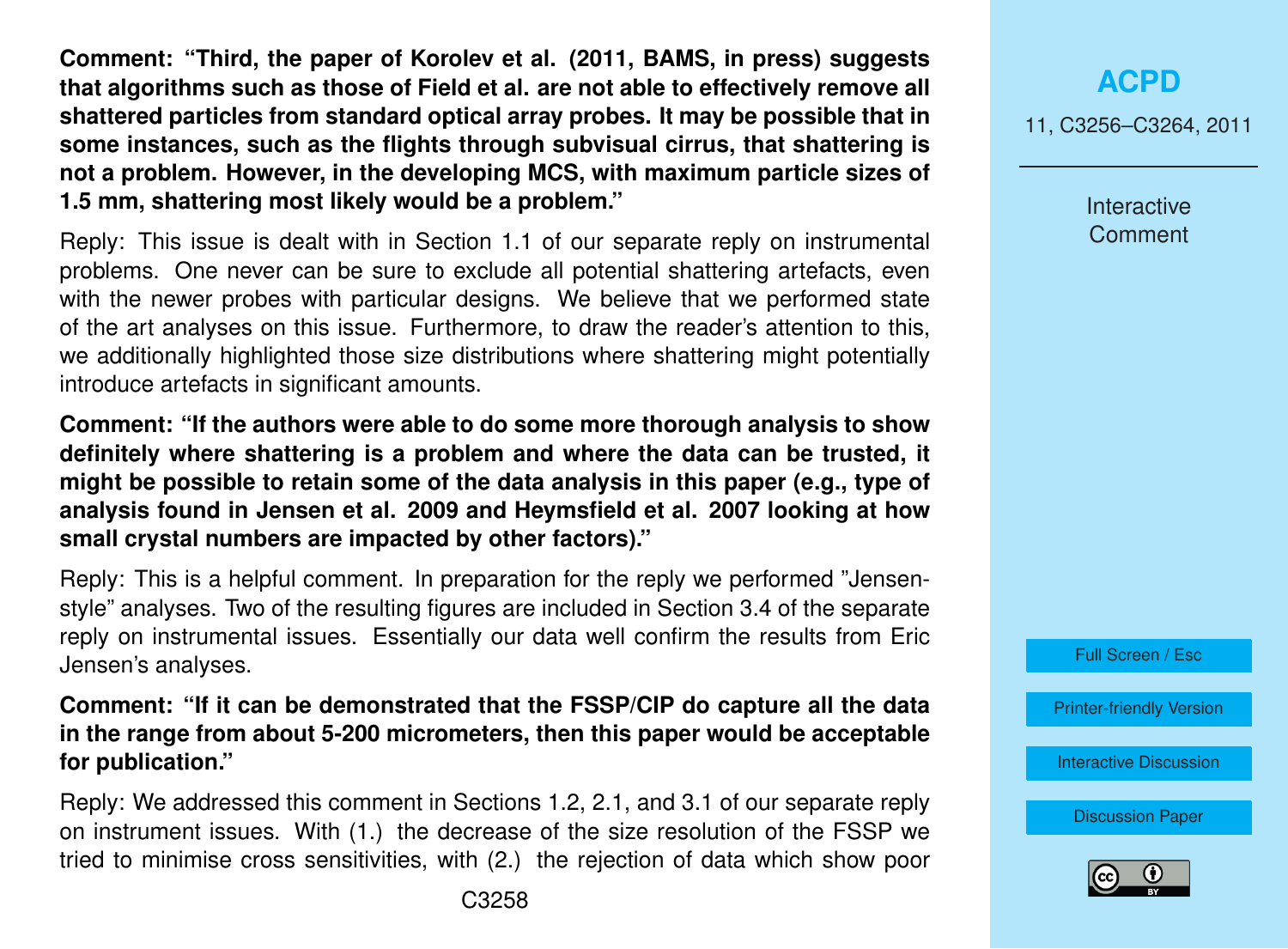**Comment: "Third, the paper of Korolev et al. (2011, BAMS, in press) suggests that algorithms such as those of Field et al. are not able to effectively remove all shattered particles from standard optical array probes. It may be possible that in some instances, such as the flights through subvisual cirrus, that shattering is not a problem. However, in the developing MCS, with maximum particle sizes of 1.5 mm, shattering most likely would be a problem."**

Reply: This issue is dealt with in Section 1.1 of our separate reply on instrumental problems. One never can be sure to exclude all potential shattering artefacts, even with the newer probes with particular designs. We believe that we performed state of the art analyses on this issue. Furthermore, to draw the reader's attention to this, we additionally highlighted those size distributions where shattering might potentially introduce artefacts in significant amounts.

**Comment: "If the authors were able to do some more thorough analysis to show definitely where shattering is a problem and where the data can be trusted, it might be possible to retain some of the data analysis in this paper (e.g., type of analysis found in Jensen et al. 2009 and Heymsfield et al. 2007 looking at how small crystal numbers are impacted by other factors)."**

Reply: This is a helpful comment. In preparation for the reply we performed "Jensen-style" analyses. Two of the resulting figures are included in Section 3.4 of the separate reply on instrumental issues. Essentially our data well confirm the results from Eric Jensen's analyses.

**Comment: "If it can be demonstrated that the FSSP/CIP do capture all the data in the range from about 5-200 micrometers, then this paper would be acceptable for publication."**

Reply: We addressed this comment in Sections 1.2, 2.1, and 3.1 of our separate reply on instrument issues. With (1.) the decrease of the size resolution of the FSSP we tried to minimise cross sensitivities, with (2.) the rejection of data which show poor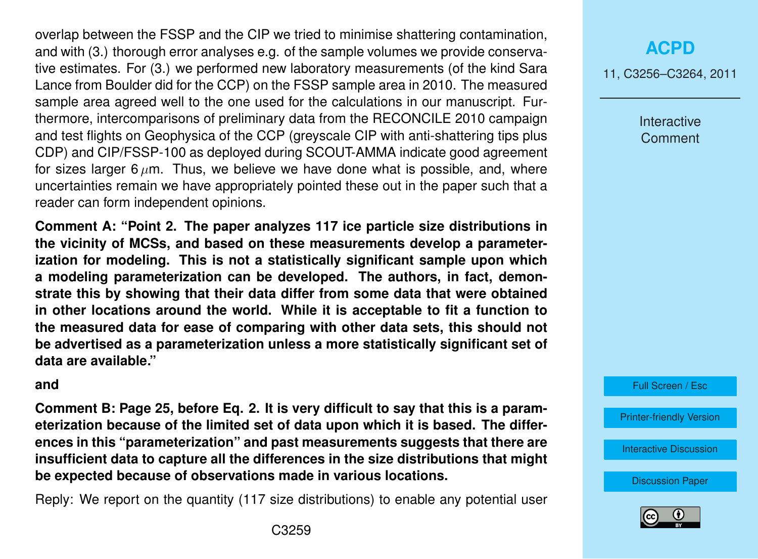overlap between the FSSP and the CIP we tried to minimise shattering contamination, and with (3.) thorough error analyses e.g. of the sample volumes we provide conservative estimates. For (3.) we performed new laboratory measurements (of the kind Sara Lance from Boulder did for the CCP) on the FSSP sample area in 2010. The measured sample area agreed well to the one used for the calculations in our manuscript. Furthermore, intercomparisons of preliminary data from the RECONCILE 2010 campaign and test flights on Geophysica of the CCP (greyscale CIP with anti-shattering tips plus CDP) and CIP/FSSP-100 as deployed during SCOUT-AMMA indicate good agreement for sizes larger 6 $\mu$m. Thus, we believe we have done what is possible, and, where uncertainties remain we have appropriately pointed these out in the paper such that a reader can form independent opinions.

**Comment A: "Point 2. The paper analyzes 117 ice particle size distributions in the vicinity of MCSs, and based on these measurements develop a parameterization for modeling. This is not a statistically significant sample upon which a modeling parameterization can be developed. The authors, in fact, demonstrate this by showing that their data differ from some data that were obtained in other locations around the world. While it is acceptable to fit a function to the measured data for ease of comparing with other data sets, this should not be advertised as a parameterization unless a more statistically significant set of data are available."**

**and**

**Comment B: Page 25, before Eq. 2. It is very difficult to say that this is a parameterization because of the limited set of data upon which it is based. The differences in this "parameterization" and past measurements suggests that there are insufficient data to capture all the differences in the size distributions that might be expected because of observations made in various locations.**

Reply: We report on the quantity (117 size distributions) to enable any potential user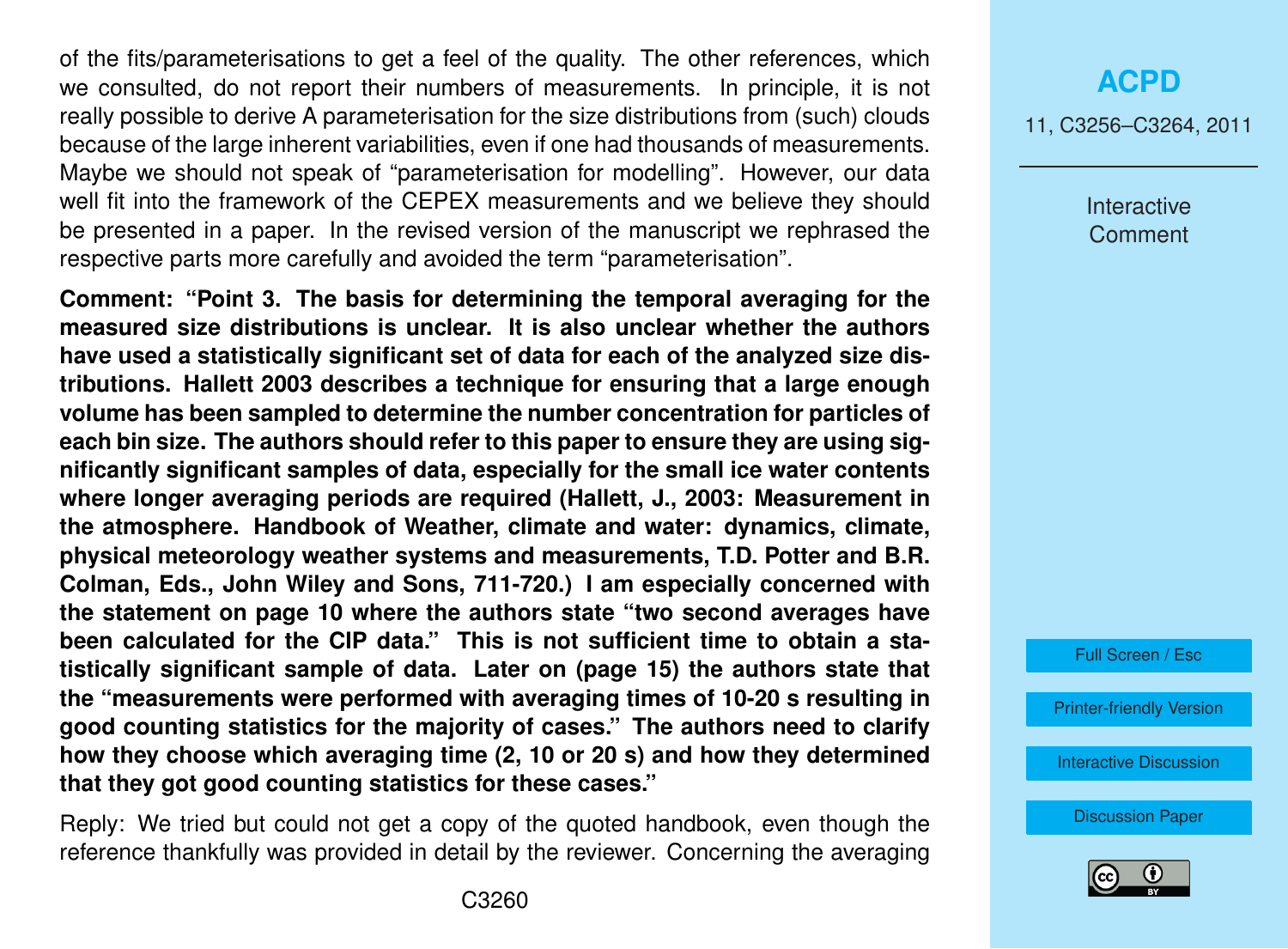of the fits/parameterisations to get a feel of the quality. The other references, which we consulted, do not report their numbers of measurements. In principle, it is not really possible to derive A parameterisation for the size distributions from (such) clouds because of the large inherent variabilities, even if one had thousands of measurements. Maybe we should not speak of "parameterisation for modelling". However, our data well fit into the framework of the CEPEX measurements and we believe they should be presented in a paper. In the revised version of the manuscript we rephrased the respective parts more carefully and avoided the term "parameterisation".

**Comment: "Point 3. The basis for determining the temporal averaging for the measured size distributions is unclear. It is also unclear whether the authors have used a statistically significant set of data for each of the analyzed size distributions. Hallett 2003 describes a technique for ensuring that a large enough volume has been sampled to determine the number concentration for particles of each bin size. The authors should refer to this paper to ensure they are using significantly significant samples of data, especially for the small ice water contents where longer averaging periods are required (Hallett, J., 2003: Measurement in the atmosphere. Handbook of Weather, climate and water: dynamics, climate, physical meteorology weather systems and measurements, T.D. Potter and B.R. Colman, Eds., John Wiley and Sons, 711-720.) I am especially concerned with the statement on page 10 where the authors state "two second averages have been calculated for the CIP data." This is not sufficient time to obtain a statistically significant sample of data. Later on (page 15) the authors state that the "measurements were performed with averaging times of 10-20 s resulting in good counting statistics for the majority of cases." The authors need to clarify how they choose which averaging time (2, 10 or 20 s) and how they determined that they got good counting statistics for these cases."**

Reply: We tried but could not get a copy of the quoted handbook, even though the reference thankfully was provided in detail by the reviewer. Concerning the averaging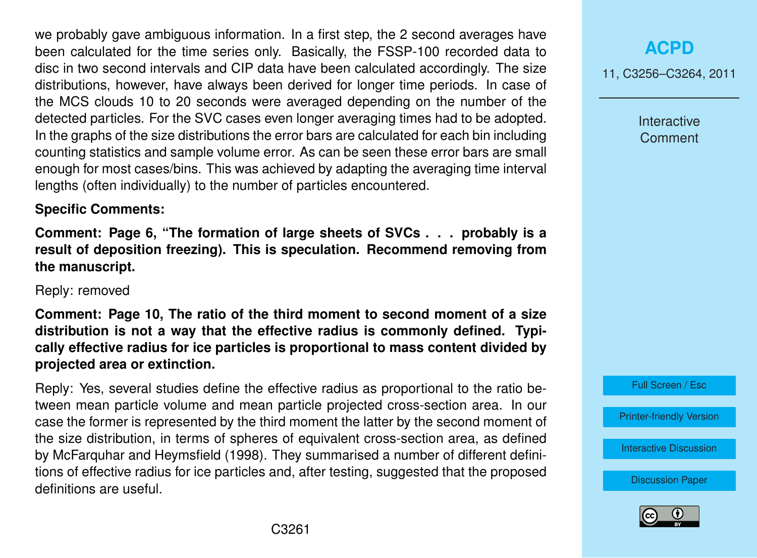we probably gave ambiguous information. In a first step, the 2 second averages have been calculated for the time series only. Basically, the FSSP-100 recorded data to disc in two second intervals and CIP data have been calculated accordingly. The size distributions, however, have always been derived for longer time periods. In case of the MCS clouds 10 to 20 seconds were averaged depending on the number of the detected particles. For the SVC cases even longer averaging times had to be adopted. In the graphs of the size distributions the error bars are calculated for each bin including counting statistics and sample volume error. As can be seen these error bars are small enough for most cases/bins. This was achieved by adapting the averaging time interval lengths (often individually) to the number of particles encountered.

**Specific Comments:**

**Comment: Page 6, "The formation of large sheets of SVCs . . . probably is a result of deposition freezing). This is speculation. Recommend removing from the manuscript.**

Reply: removed

**Comment: Page 10, The ratio of the third moment to second moment of a size distribution is not a way that the effective radius is commonly defined. Typically effective radius for ice particles is proportional to mass content divided by projected area or extinction.**

Reply: Yes, several studies define the effective radius as proportional to the ratio between mean particle volume and mean particle projected cross-section area. In our case the former is represented by the third moment the latter by the second moment of the size distribution, in terms of spheres of equivalent cross-section area, as defined by McFarquhar and Heymsfield (1998). They summarised a number of different definitions of effective radius for ice particles and, after testing, suggested that the proposed definitions are useful.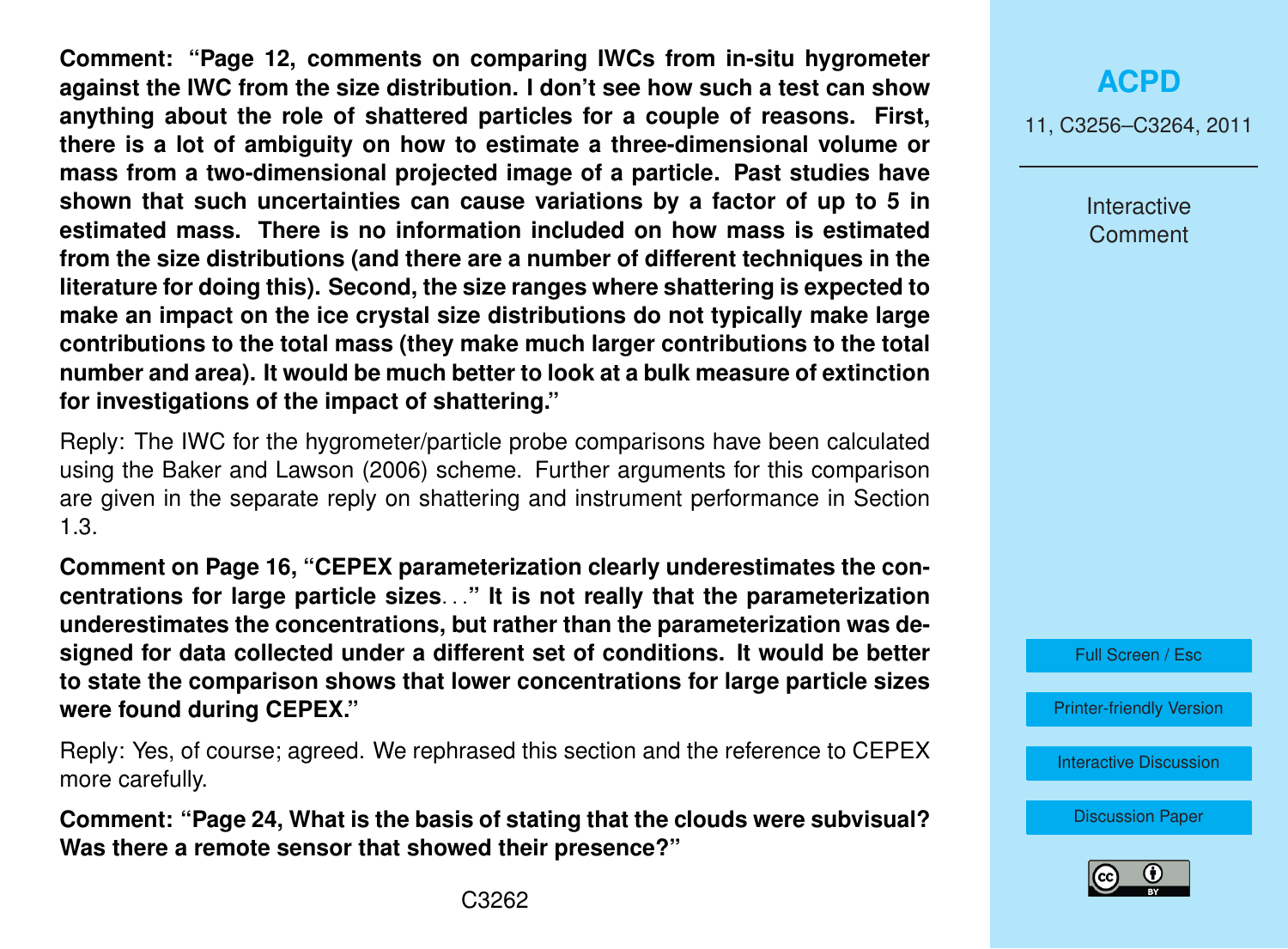**Comment: "Page 12, comments on comparing IWCs from in-situ hygrometer against the IWC from the size distribution. I don't see how such a test can show anything about the role of shattered particles for a couple of reasons. First, there is a lot of ambiguity on how to estimate a three-dimensional volume or mass from a two-dimensional projected image of a particle. Past studies have shown that such uncertainties can cause variations by a factor of up to 5 in estimated mass. There is no information included on how mass is estimated from the size distributions (and there are a number of different techniques in the literature for doing this). Second, the size ranges where shattering is expected to make an impact on the ice crystal size distributions do not typically make large contributions to the total mass (they make much larger contributions to the total number and area). It would be much better to look at a bulk measure of extinction for investigations of the impact of shattering."**

Reply: The IWC for the hygrometer/particle probe comparisons have been calculated using the Baker and Lawson (2006) scheme. Further arguments for this comparison are given in the separate reply on shattering and instrument performance in Section 1.3.

**Comment on Page 16, "CEPEX parameterization clearly underestimates the concentrations for large particle sizes..." It is not really that the parameterization underestimates the concentrations, but rather than the parameterization was designed for data collected under a different set of conditions. It would be better to state the comparison shows that lower concentrations for large particle sizes were found during CEPEX."**

Reply: Yes, of course; agreed. We rephrased this section and the reference to CEPEX more carefully.

**Comment: "Page 24, What is the basis of stating that the clouds were subvisual? Was there a remote sensor that showed their presence?"**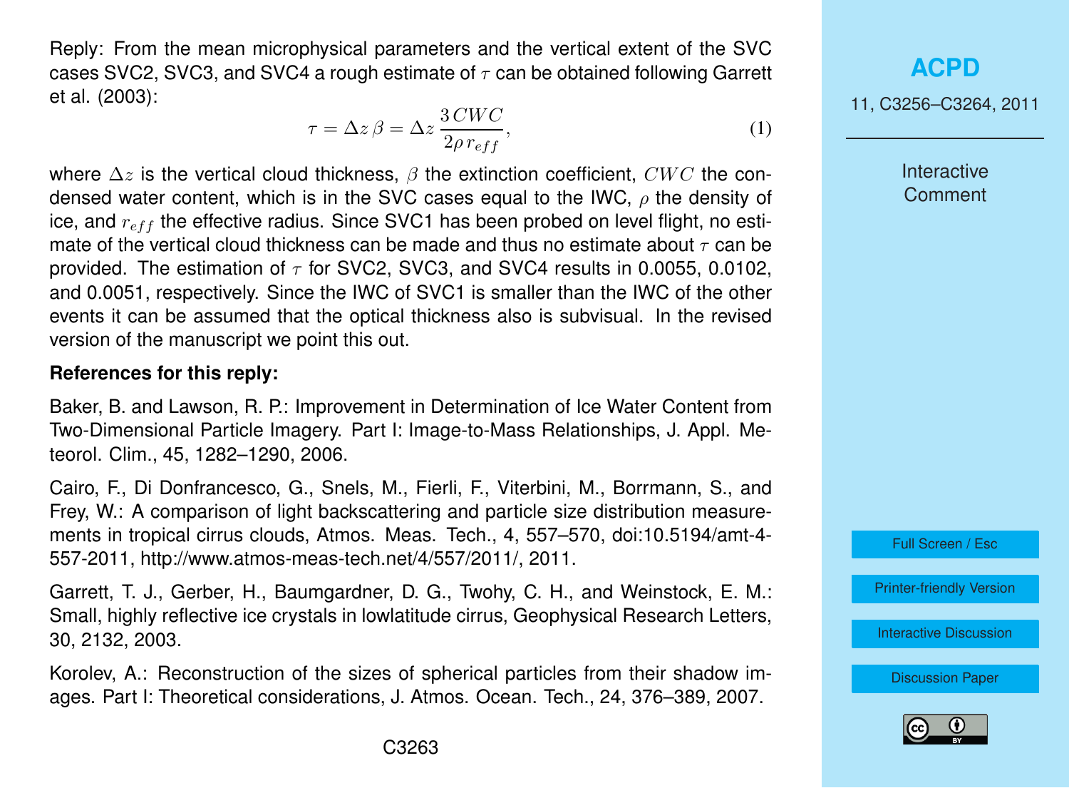Reply: From the mean microphysical parameters and the vertical extent of the SVC cases SVC2, SVC3, and SVC4 a rough estimate of $\tau$ can be obtained following Garrett et al. (2003):

$$\tau = \Delta z \, \beta = \Delta z \, \frac{3 \, CWC}{2 \rho \, r_{eff}}, \tag{1}$$

where $\Delta z$ is the vertical cloud thickness, $\beta$ the extinction coefficient, $CWC$ the condensed water content, which is in the SVC cases equal to the IWC, $\rho$ the density of ice, and $r_{eff}$ the effective radius. Since SVC1 has been probed on level flight, no estimate of the vertical cloud thickness can be made and thus no estimate about $\tau$ can be provided. The estimation of $\tau$ for SVC2, SVC3, and SVC4 results in 0.0055, 0.0102, and 0.0051, respectively. Since the IWC of SVC1 is smaller than the IWC of the other events it can be assumed that the optical thickness also is subvisual. In the revised version of the manuscript we point this out.

**References for this reply:**

Baker, B. and Lawson, R. P.: Improvement in Determination of Ice Water Content from Two-Dimensional Particle Imagery. Part I: Image-to-Mass Relationships, J. Appl. Meteorol. Clim., 45, 1282–1290, 2006.

Cairo, F., Di Donfrancesco, G., Snels, M., Fierli, F., Viterbini, M., Borrmann, S., and Frey, W.: A comparison of light backscattering and particle size distribution measurements in tropical cirrus clouds, Atmos. Meas. Tech., 4, 557–570, doi:10.5194/amt-4-557-2011, http://www.atmos-meas-tech.net/4/557/2011/, 2011.

Garrett, T. J., Gerber, H., Baumgardner, D. G., Twohy, C. H., and Weinstock, E. M.: Small, highly reflective ice crystals in lowlatitude cirrus, Geophysical Research Letters, 30, 2132, 2003.

Korolev, A.: Reconstruction of the sizes of spherical particles from their shadow images. Part I: Theoretical considerations, J. Atmos. Ocean. Tech., 24, 376–389, 2007.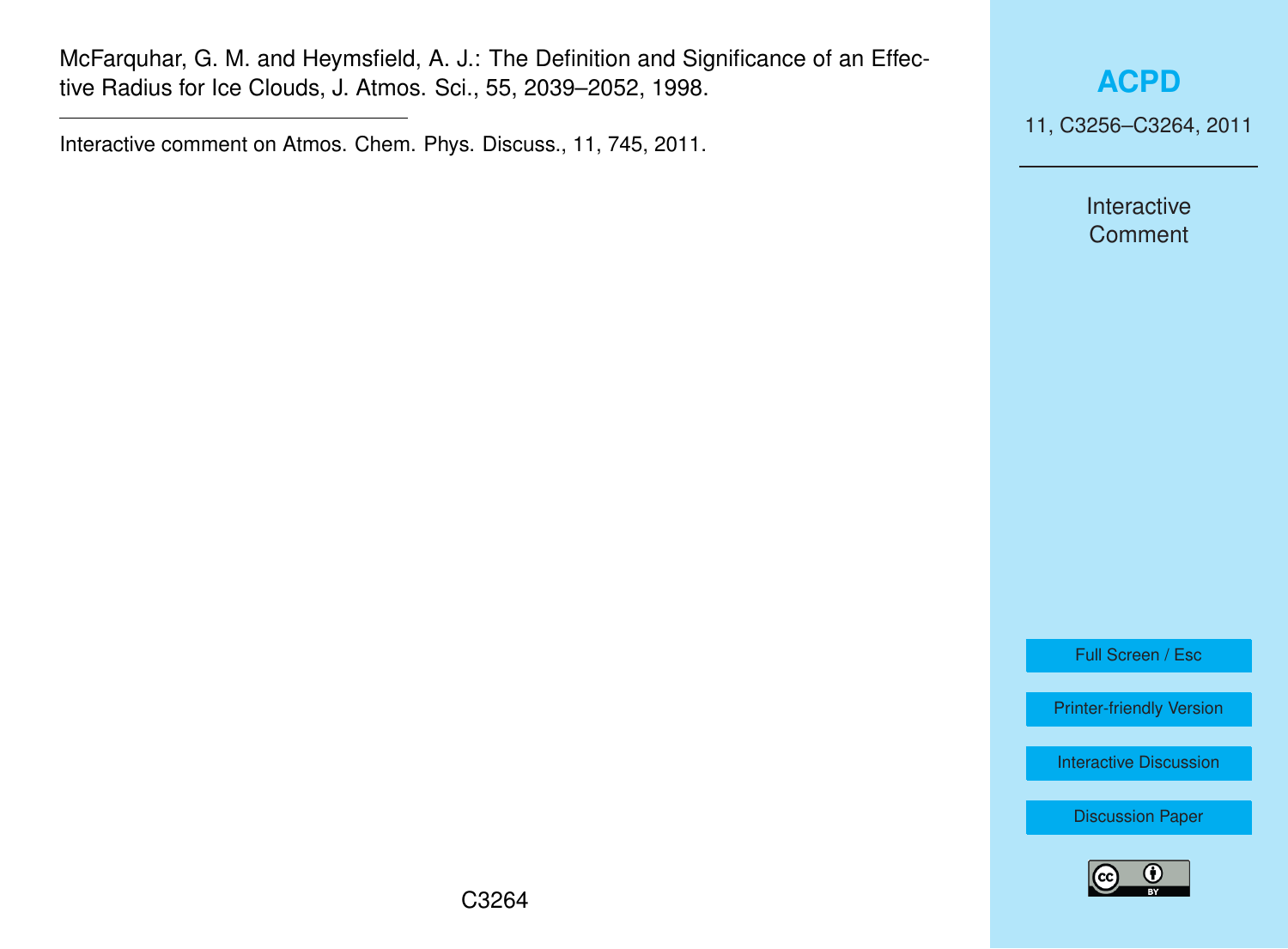McFarquhar, G. M. and Heymsfield, A. J.: The Definition and Significance of an Effective Radius for Ice Clouds, J. Atmos. Sci., 55, 2039–2052, 1998.

---

Interactive comment on Atmos. Chem. Phys. Discuss., 11, 745, 2011.